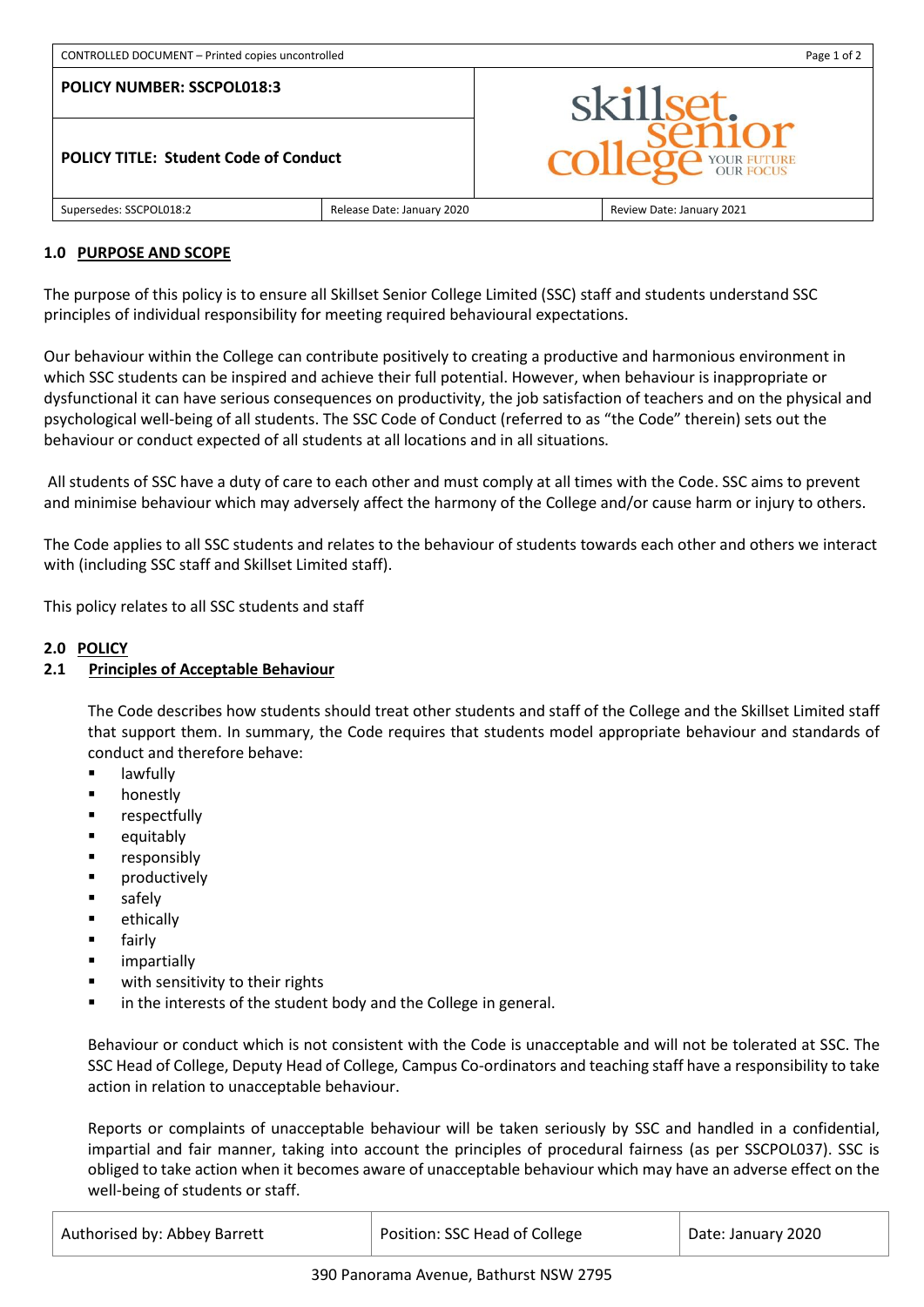| POLICY NUMBER: SSCPOL018:3 | | |
| --- | --- | --- |
| **POLICY TITLE: Student Code of Conduct** | | |
| Supersedes: SSCPOL018:2 | Release Date: January 2020 | Review Date: January 2021 |

## 1.0 PURPOSE AND SCOPE

The purpose of this policy is to ensure all Skillset Senior College Limited (SSC) staff and students understand SSC principles of individual responsibility for meeting required behavioural expectations.

Our behaviour within the College can contribute positively to creating a productive and harmonious environment in which SSC students can be inspired and achieve their full potential. However, when behaviour is inappropriate or dysfunctional it can have serious consequences on productivity, the job satisfaction of teachers and on the physical and psychological well-being of all students. The SSC Code of Conduct (referred to as "the Code" therein) sets out the behaviour or conduct expected of all students at all locations and in all situations.

All students of SSC have a duty of care to each other and must comply at all times with the Code. SSC aims to prevent and minimise behaviour which may adversely affect the harmony of the College and/or cause harm or injury to others.

The Code applies to all SSC students and relates to the behaviour of students towards each other and others we interact with (including SSC staff and Skillset Limited staff).

This policy relates to all SSC students and staff

## 2.0 POLICY

### 2.1 Principles of Acceptable Behaviour

The Code describes how students should treat other students and staff of the College and the Skillset Limited staff that support them. In summary, the Code requires that students model appropriate behaviour and standards of conduct and therefore behave:

- lawfully
- honestly
- respectfully
- equitably
- responsibly
- productively
- safely
- ethically
- fairly
- impartially
- with sensitivity to their rights
- in the interests of the student body and the College in general.

Behaviour or conduct which is not consistent with the Code is unacceptable and will not be tolerated at SSC. The SSC Head of College, Deputy Head of College, Campus Co-ordinators and teaching staff have a responsibility to take action in relation to unacceptable behaviour.

Reports or complaints of unacceptable behaviour will be taken seriously by SSC and handled in a confidential, impartial and fair manner, taking into account the principles of procedural fairness (as per SSCPOL037). SSC is obliged to take action when it becomes aware of unacceptable behaviour which may have an adverse effect on the well-being of students or staff.

| Authorised by: Abbey Barrett | Position: SSC Head of College | Date: January 2020 |
| --- | --- | --- |

390 Panorama Avenue, Bathurst NSW 2795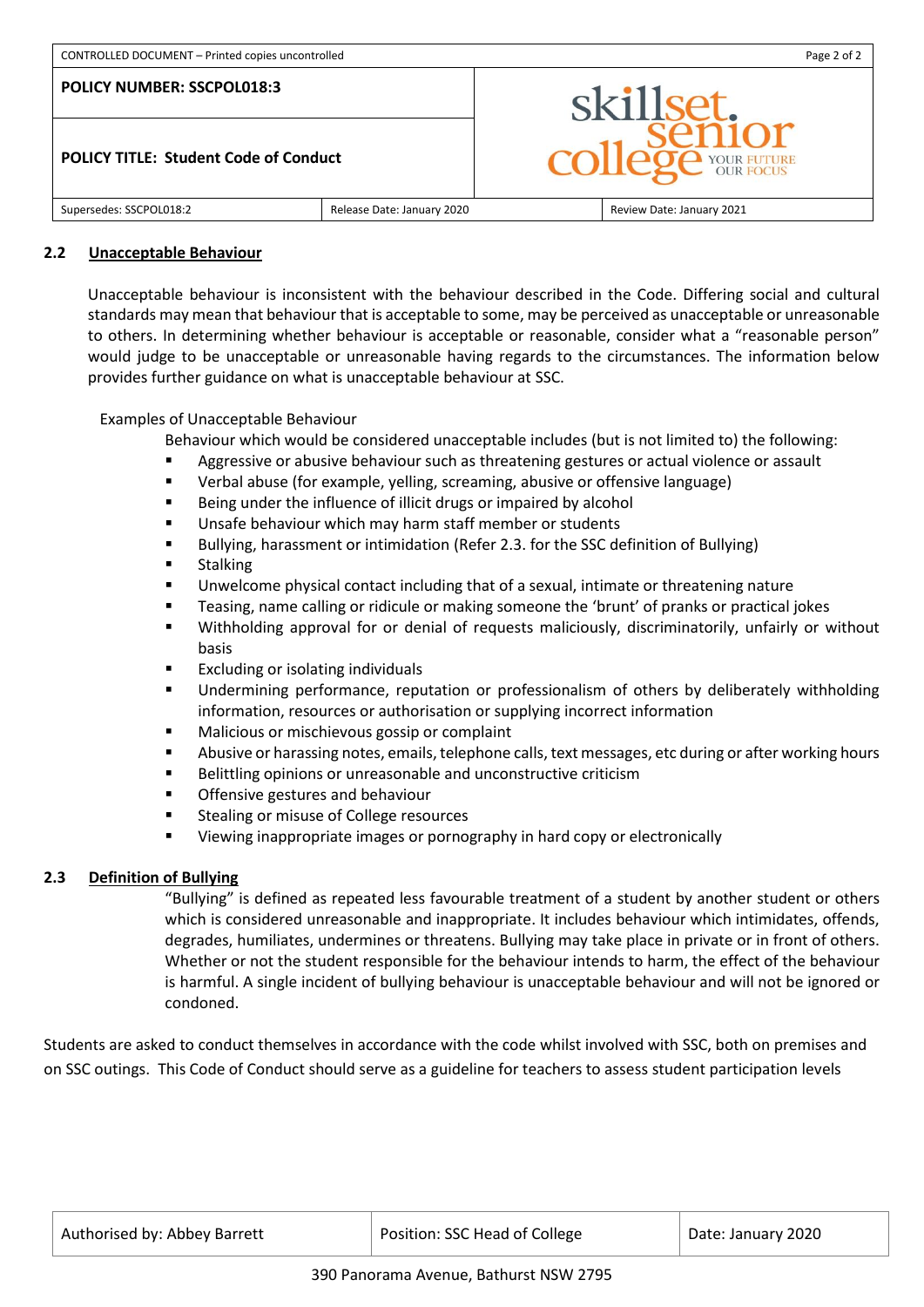### 2.2 Unacceptable Behaviour

Unacceptable behaviour is inconsistent with the behaviour described in the Code. Differing social and cultural standards may mean that behaviour that is acceptable to some, may be perceived as unacceptable or unreasonable to others. In determining whether behaviour is acceptable or reasonable, consider what a "reasonable person" would judge to be unacceptable or unreasonable having regards to the circumstances. The information below provides further guidance on what is unacceptable behaviour at SSC.

Examples of Unacceptable Behaviour

Behaviour which would be considered unacceptable includes (but is not limited to) the following:

- Aggressive or abusive behaviour such as threatening gestures or actual violence or assault
- Verbal abuse (for example, yelling, screaming, abusive or offensive language)
- Being under the influence of illicit drugs or impaired by alcohol
- Unsafe behaviour which may harm staff member or students
- Bullying, harassment or intimidation (Refer 2.3. for the SSC definition of Bullying)
- Stalking
- Unwelcome physical contact including that of a sexual, intimate or threatening nature
- Teasing, name calling or ridicule or making someone the 'brunt' of pranks or practical jokes
- Withholding approval for or denial of requests maliciously, discriminatorily, unfairly or without basis
- Excluding or isolating individuals
- Undermining performance, reputation or professionalism of others by deliberately withholding information, resources or authorisation or supplying incorrect information
- Malicious or mischievous gossip or complaint
- Abusive or harassing notes, emails, telephone calls, text messages, etc during or after working hours
- Belittling opinions or unreasonable and unconstructive criticism
- Offensive gestures and behaviour
- Stealing or misuse of College resources
- Viewing inappropriate images or pornography in hard copy or electronically

### 2.3 Definition of Bullying

"Bullying" is defined as repeated less favourable treatment of a student by another student or others which is considered unreasonable and inappropriate. It includes behaviour which intimidates, offends, degrades, humiliates, undermines or threatens. Bullying may take place in private or in front of others. Whether or not the student responsible for the behaviour intends to harm, the effect of the behaviour is harmful. A single incident of bullying behaviour is unacceptable behaviour and will not be ignored or condoned.

Students are asked to conduct themselves in accordance with the code whilst involved with SSC, both on premises and on SSC outings. This Code of Conduct should serve as a guideline for teachers to assess student participation levels

| | | |
|---|---|---|
| Authorised by: Abbey Barrett | Position: SSC Head of College | Date: January 2020 |